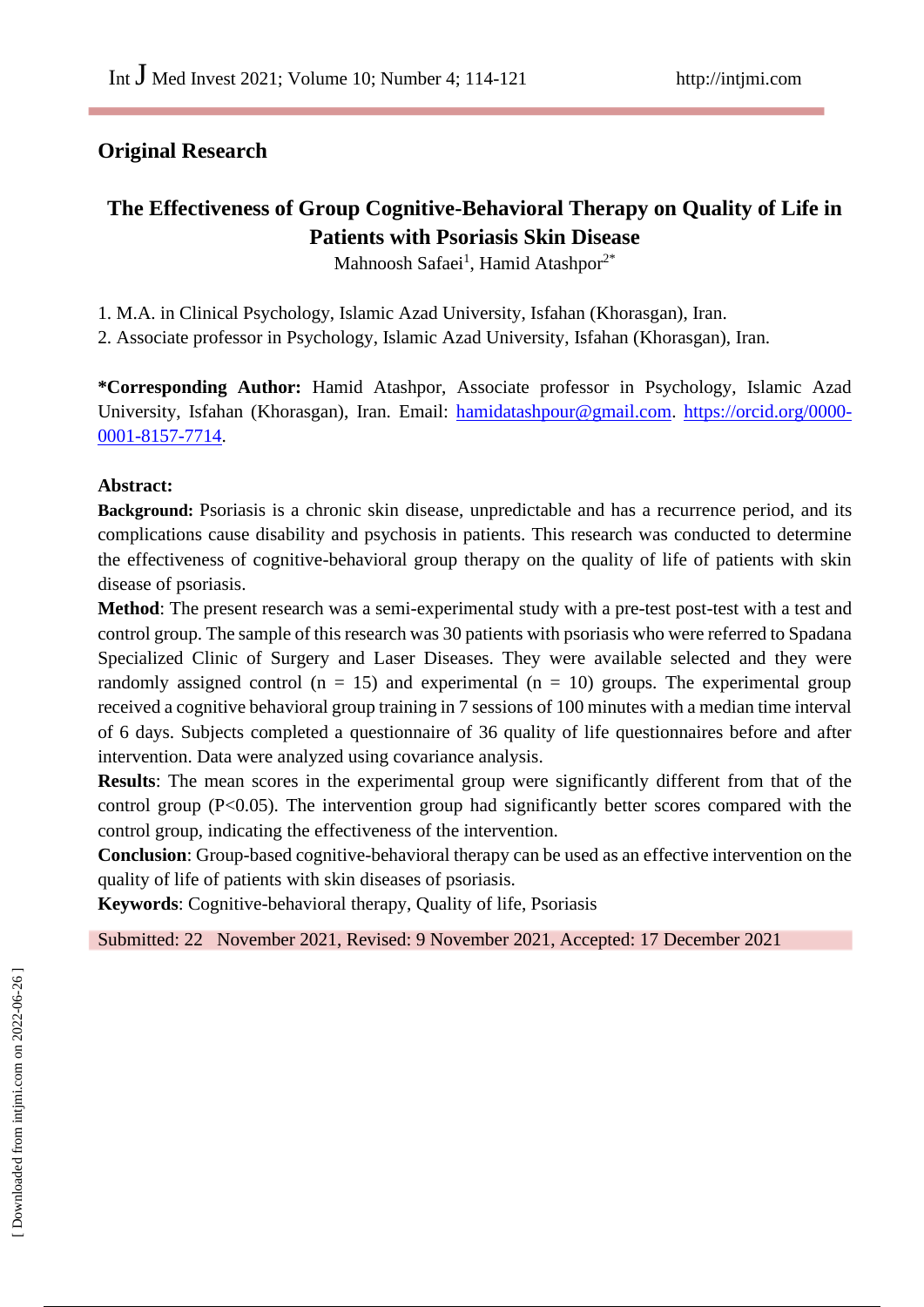## Original Research

# The Effectiveness of Group Cognitive-Behavioral Therapy on Quality of Life in Patients with Psoriasis Skin Disease

Mahnoosh Safaei[1], Hamid Atashpor[2*]

1. M.A. in Clinical Psychology, Islamic Azad University, Isfahan (Khorasgan), Iran.
2. Associate professor in Psychology, Islamic Azad University, Isfahan (Khorasgan), Iran.

**\*Corresponding Author:** Hamid Atashpor, Associate professor in Psychology, Islamic Azad University, Isfahan (Khorasgan), Iran. Email: hamidatashpour@gmail.com. https://orcid.org/0000-0001-8157-7714.

**Abstract:**

**Background:** Psoriasis is a chronic skin disease, unpredictable and has a recurrence period, and its complications cause disability and psychosis in patients. This research was conducted to determine the effectiveness of cognitive-behavioral group therapy on the quality of life of patients with skin disease of psoriasis.

**Method**: The present research was a semi-experimental study with a pre-test post-test with a test and control group. The sample of this research was 30 patients with psoriasis who were referred to Spadana Specialized Clinic of Surgery and Laser Diseases. They were available selected and they were randomly assigned control (n = 15) and experimental (n = 10) groups. The experimental group received a cognitive behavioral group training in 7 sessions of 100 minutes with a median time interval of 6 days. Subjects completed a questionnaire of 36 quality of life questionnaires before and after intervention. Data were analyzed using covariance analysis.

**Results**: The mean scores in the experimental group were significantly different from that of the control group (P<0.05). The intervention group had significantly better scores compared with the control group, indicating the effectiveness of the intervention.

**Conclusion**: Group-based cognitive-behavioral therapy can be used as an effective intervention on the quality of life of patients with skin diseases of psoriasis.

**Keywords**: Cognitive-behavioral therapy, Quality of life, Psoriasis

Submitted: 22 November 2021, Revised: 9 November 2021, Accepted: 17 December 2021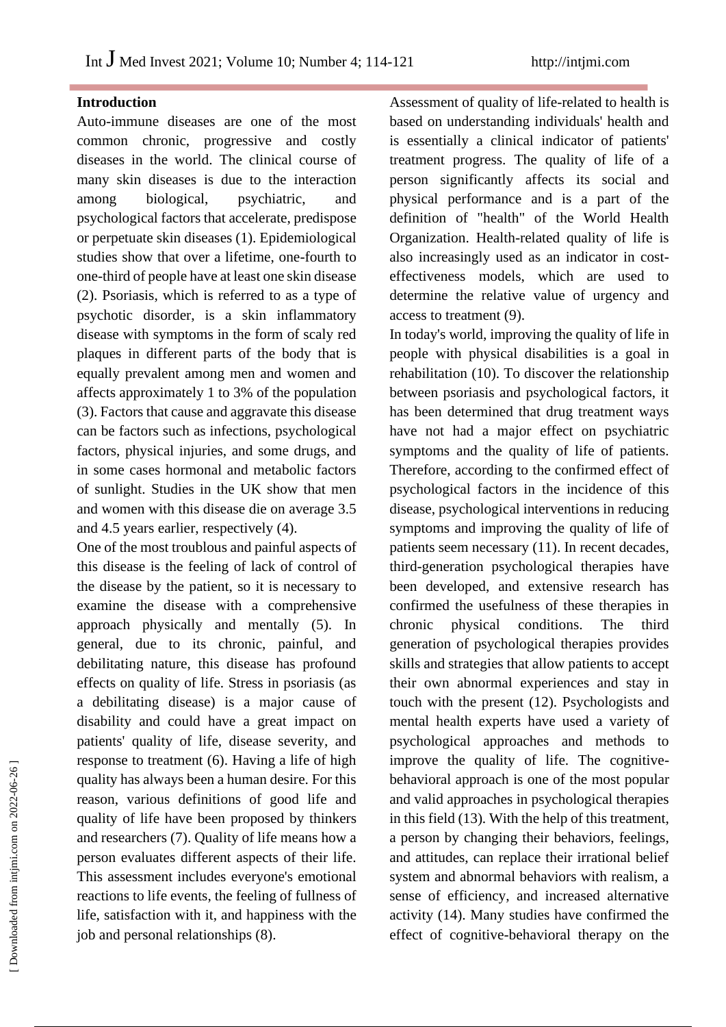## Introduction

Auto-immune diseases are one of the most common chronic, progressive and costly diseases in the world. The clinical course of many skin diseases is due to the interaction among biological, psychiatric, and psychological factors that accelerate, predispose or perpetuate skin diseases (1). Epidemiological studies show that over a lifetime, one-fourth to one-third of people have at least one skin disease (2). Psoriasis, which is referred to as a type of psychotic disorder, is a skin inflammatory disease with symptoms in the form of scaly red plaques in different parts of the body that is equally prevalent among men and women and affects approximately 1 to 3% of the population (3). Factors that cause and aggravate this disease can be factors such as infections, psychological factors, physical injuries, and some drugs, and in some cases hormonal and metabolic factors of sunlight. Studies in the UK show that men and women with this disease die on average 3.5 and 4.5 years earlier, respectively (4).

One of the most troublous and painful aspects of this disease is the feeling of lack of control of the disease by the patient, so it is necessary to examine the disease with a comprehensive approach physically and mentally (5). In general, due to its chronic, painful, and debilitating nature, this disease has profound effects on quality of life. Stress in psoriasis (as a debilitating disease) is a major cause of disability and could have a great impact on patients' quality of life, disease severity, and response to treatment (6). Having a life of high quality has always been a human desire. For this reason, various definitions of good life and quality of life have been proposed by thinkers and researchers (7). Quality of life means how a person evaluates different aspects of their life. This assessment includes everyone's emotional reactions to life events, the feeling of fullness of life, satisfaction with it, and happiness with the job and personal relationships (8).

Assessment of quality of life-related to health is based on understanding individuals' health and is essentially a clinical indicator of patients' treatment progress. The quality of life of a person significantly affects its social and physical performance and is a part of the definition of "health" of the World Health Organization. Health-related quality of life is also increasingly used as an indicator in cost-effectiveness models, which are used to determine the relative value of urgency and access to treatment (9).

In today's world, improving the quality of life in people with physical disabilities is a goal in rehabilitation (10). To discover the relationship between psoriasis and psychological factors, it has been determined that drug treatment ways have not had a major effect on psychiatric symptoms and the quality of life of patients. Therefore, according to the confirmed effect of psychological factors in the incidence of this disease, psychological interventions in reducing symptoms and improving the quality of life of patients seem necessary (11). In recent decades, third-generation psychological therapies have been developed, and extensive research has confirmed the usefulness of these therapies in chronic physical conditions. The third generation of psychological therapies provides skills and strategies that allow patients to accept their own abnormal experiences and stay in touch with the present (12). Psychologists and mental health experts have used a variety of psychological approaches and methods to improve the quality of life. The cognitive-behavioral approach is one of the most popular and valid approaches in psychological therapies in this field (13). With the help of this treatment, a person by changing their behaviors, feelings, and attitudes, can replace their irrational belief system and abnormal behaviors with realism, a sense of efficiency, and increased alternative activity (14). Many studies have confirmed the effect of cognitive-behavioral therapy on the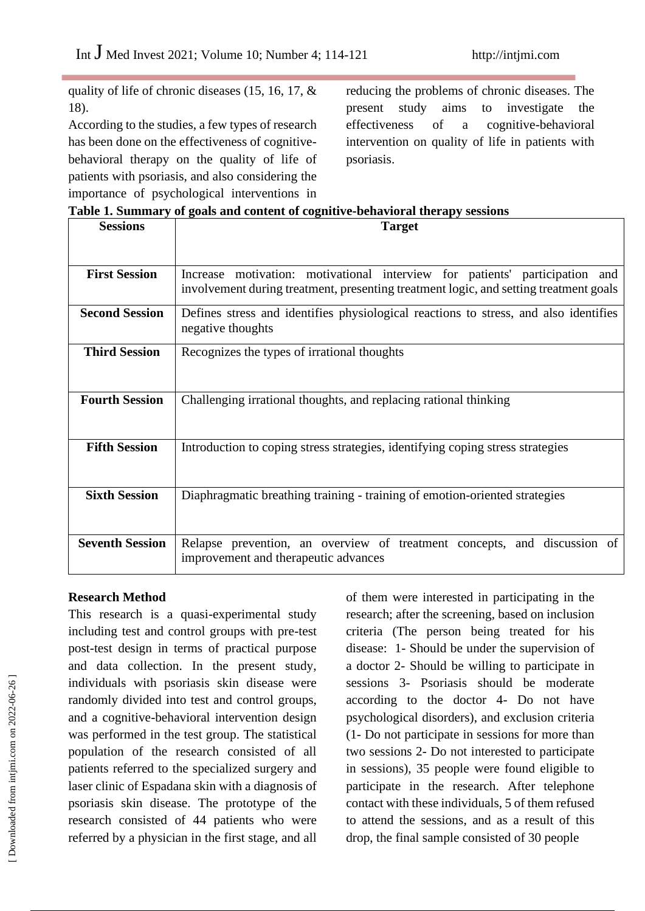quality of life of chronic diseases (15, 16, 17, & 18).

According to the studies, a few types of research has been done on the effectiveness of cognitive-behavioral therapy on the quality of life of patients with psoriasis, and also considering the importance of psychological interventions in reducing the problems of chronic diseases. The present study aims to investigate the effectiveness of a cognitive-behavioral intervention on quality of life in patients with psoriasis.

**Table 1. Summary of goals and content of cognitive-behavioral therapy sessions**

| Sessions | Target |
|---|---|
| **First Session** | Increase motivation: motivational interview for patients' participation and involvement during treatment, presenting treatment logic, and setting treatment goals |
| **Second Session** | Defines stress and identifies physiological reactions to stress, and also identifies negative thoughts |
| **Third Session** | Recognizes the types of irrational thoughts |
| **Fourth Session** | Challenging irrational thoughts, and replacing rational thinking |
| **Fifth Session** | Introduction to coping stress strategies, identifying coping stress strategies |
| **Sixth Session** | Diaphragmatic breathing training - training of emotion-oriented strategies |
| **Seventh Session** | Relapse prevention, an overview of treatment concepts, and discussion of improvement and therapeutic advances |

**Research Method**

This research is a quasi-experimental study including test and control groups with pre-test post-test design in terms of practical purpose and data collection. In the present study, individuals with psoriasis skin disease were randomly divided into test and control groups, and a cognitive-behavioral intervention design was performed in the test group. The statistical population of the research consisted of all patients referred to the specialized surgery and laser clinic of Espadana skin with a diagnosis of psoriasis skin disease. The prototype of the research consisted of 44 patients who were referred by a physician in the first stage, and all of them were interested in participating in the research; after the screening, based on inclusion criteria (The person being treated for his disease: 1- Should be under the supervision of a doctor 2- Should be willing to participate in sessions 3- Psoriasis should be moderate according to the doctor 4- Do not have psychological disorders), and exclusion criteria (1- Do not participate in sessions for more than two sessions 2- Do not interested to participate in sessions), 35 people were found eligible to participate in the research. After telephone contact with these individuals, 5 of them refused to attend the sessions, and as a result of this drop, the final sample consisted of 30 people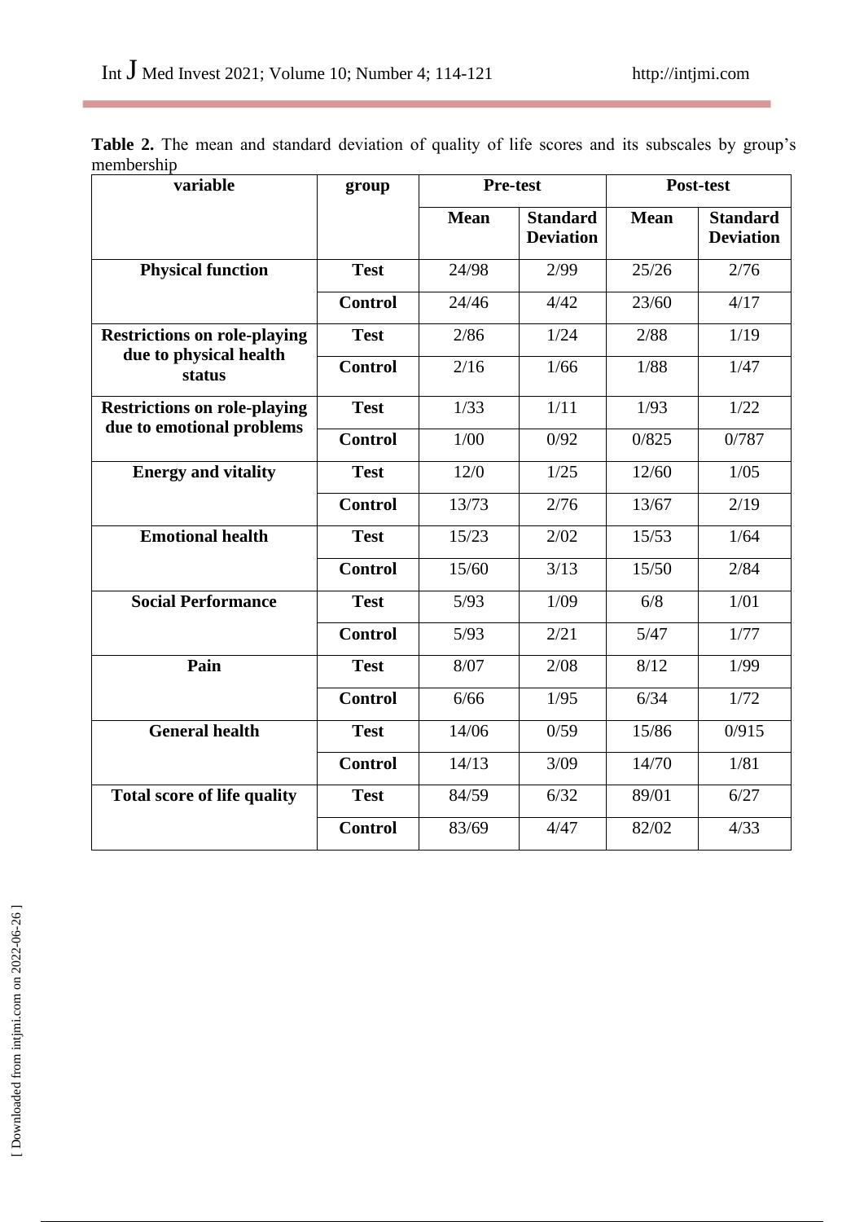**Table 2.** The mean and standard deviation of quality of life scores and its subscales by group's membership

| variable | group | Pre-test | | Post-test | |
|---|---|---|---|---|---|
| | | **Mean** | **Standard Deviation** | **Mean** | **Standard Deviation** |
| **Physical function** | **Test** | 24/98 | 2/99 | 25/26 | 2/76 |
| | **Control** | 24/46 | 4/42 | 23/60 | 4/17 |
| **Restrictions on role-playing due to physical health status** | **Test** | 2/86 | 1/24 | 2/88 | 1/19 |
| | **Control** | 2/16 | 1/66 | 1/88 | 1/47 |
| **Restrictions on role-playing due to emotional problems** | **Test** | 1/33 | 1/11 | 1/93 | 1/22 |
| | **Control** | 1/00 | 0/92 | 0/825 | 0/787 |
| **Energy and vitality** | **Test** | 12/0 | 1/25 | 12/60 | 1/05 |
| | **Control** | 13/73 | 2/76 | 13/67 | 2/19 |
| **Emotional health** | **Test** | 15/23 | 2/02 | 15/53 | 1/64 |
| | **Control** | 15/60 | 3/13 | 15/50 | 2/84 |
| **Social Performance** | **Test** | 5/93 | 1/09 | 6/8 | 1/01 |
| | **Control** | 5/93 | 2/21 | 5/47 | 1/77 |
| **Pain** | **Test** | 8/07 | 2/08 | 8/12 | 1/99 |
| | **Control** | 6/66 | 1/95 | 6/34 | 1/72 |
| **General health** | **Test** | 14/06 | 0/59 | 15/86 | 0/915 |
| | **Control** | 14/13 | 3/09 | 14/70 | 1/81 |
| **Total score of life quality** | **Test** | 84/59 | 6/32 | 89/01 | 6/27 |
| | **Control** | 83/69 | 4/47 | 82/02 | 4/33 |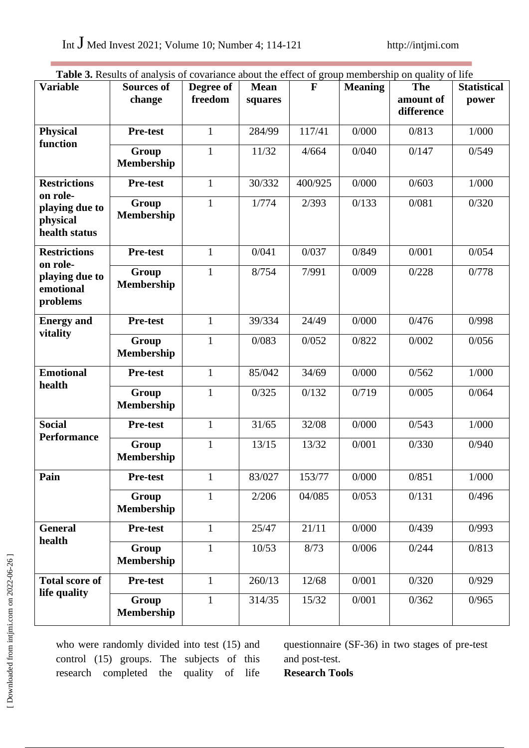**Table 3.** Results of analysis of covariance about the effect of group membership on quality of life

| Variable | Sources of change | Degree of freedom | Mean squares | F | Meaning | The amount of difference | Statistical power |
|---|---|---|---|---|---|---|---|
| **Physical function** | **Pre-test** | 1 | 284/99 | 117/41 | 0/000 | 0/813 | 1/000 |
| | **Group Membership** | 1 | 11/32 | 4/664 | 0/040 | 0/147 | 0/549 |
| **Restrictions on role-playing due to physical health status** | **Pre-test** | 1 | 30/332 | 400/925 | 0/000 | 0/603 | 1/000 |
| | **Group Membership** | 1 | 1/774 | 2/393 | 0/133 | 0/081 | 0/320 |
| **Restrictions on role-playing due to emotional problems** | **Pre-test** | 1 | 0/041 | 0/037 | 0/849 | 0/001 | 0/054 |
| | **Group Membership** | 1 | 8/754 | 7/991 | 0/009 | 0/228 | 0/778 |
| **Energy and vitality** | **Pre-test** | 1 | 39/334 | 24/49 | 0/000 | 0/476 | 0/998 |
| | **Group Membership** | 1 | 0/083 | 0/052 | 0/822 | 0/002 | 0/056 |
| **Emotional health** | **Pre-test** | 1 | 85/042 | 34/69 | 0/000 | 0/562 | 1/000 |
| | **Group Membership** | 1 | 0/325 | 0/132 | 0/719 | 0/005 | 0/064 |
| **Social Performance** | **Pre-test** | 1 | 31/65 | 32/08 | 0/000 | 0/543 | 1/000 |
| | **Group Membership** | 1 | 13/15 | 13/32 | 0/001 | 0/330 | 0/940 |
| **Pain** | **Pre-test** | 1 | 83/027 | 153/77 | 0/000 | 0/851 | 1/000 |
| | **Group Membership** | 1 | 2/206 | 04/085 | 0/053 | 0/131 | 0/496 |
| **General health** | **Pre-test** | 1 | 25/47 | 21/11 | 0/000 | 0/439 | 0/993 |
| | **Group Membership** | 1 | 10/53 | 8/73 | 0/006 | 0/244 | 0/813 |
| **Total score of life quality** | **Pre-test** | 1 | 260/13 | 12/68 | 0/001 | 0/320 | 0/929 |
| | **Group Membership** | 1 | 314/35 | 15/32 | 0/001 | 0/362 | 0/965 |

who were randomly divided into test (15) and control (15) groups. The subjects of this research completed the quality of life questionnaire (SF-36) in two stages of pre-test and post-test.

**Research Tools**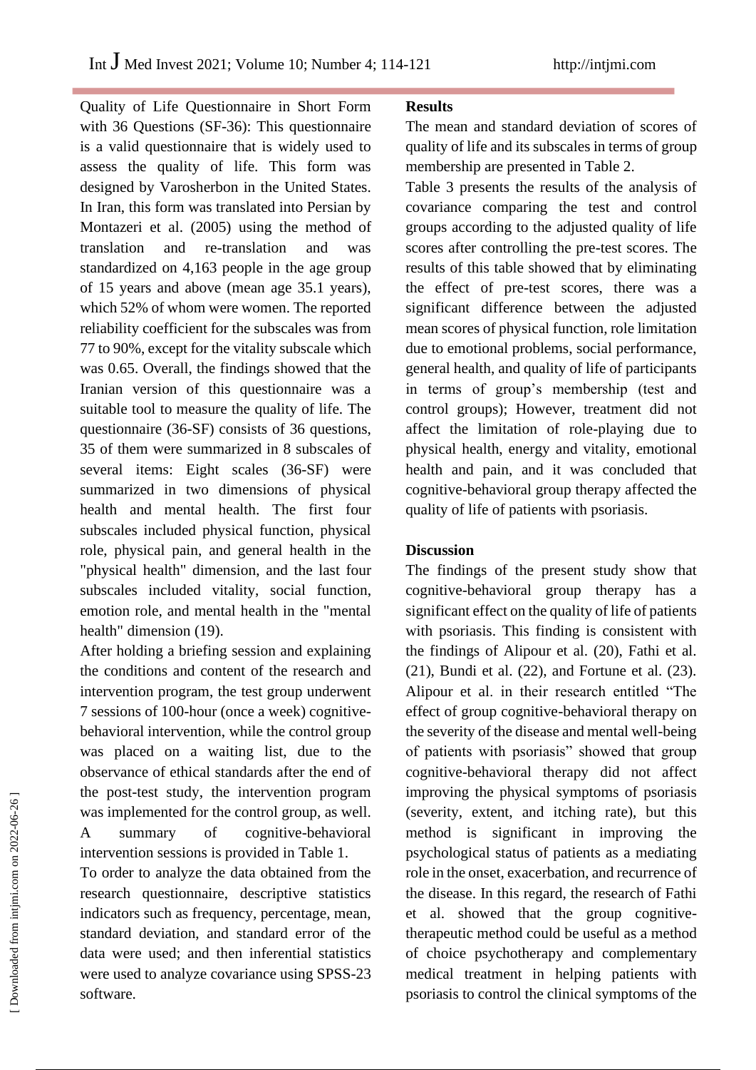Quality of Life Questionnaire in Short Form with 36 Questions (SF-36): This questionnaire is a valid questionnaire that is widely used to assess the quality of life. This form was designed by Varosherbon in the United States. In Iran, this form was translated into Persian by Montazeri et al. (2005) using the method of translation and re-translation and was standardized on 4,163 people in the age group of 15 years and above (mean age 35.1 years), which 52% of whom were women. The reported reliability coefficient for the subscales was from 77 to 90%, except for the vitality subscale which was 0.65. Overall, the findings showed that the Iranian version of this questionnaire was a suitable tool to measure the quality of life. The questionnaire (36-SF) consists of 36 questions, 35 of them were summarized in 8 subscales of several items: Eight scales (36-SF) were summarized in two dimensions of physical health and mental health. The first four subscales included physical function, physical role, physical pain, and general health in the "physical health" dimension, and the last four subscales included vitality, social function, emotion role, and mental health in the "mental health" dimension (19).

After holding a briefing session and explaining the conditions and content of the research and intervention program, the test group underwent 7 sessions of 100-hour (once a week) cognitive-behavioral intervention, while the control group was placed on a waiting list, due to the observance of ethical standards after the end of the post-test study, the intervention program was implemented for the control group, as well. A summary of cognitive-behavioral intervention sessions is provided in Table 1.

To order to analyze the data obtained from the research questionnaire, descriptive statistics indicators such as frequency, percentage, mean, standard deviation, and standard error of the data were used; and then inferential statistics were used to analyze covariance using SPSS-23 software.

## Results

The mean and standard deviation of scores of quality of life and its subscales in terms of group membership are presented in Table 2.

Table 3 presents the results of the analysis of covariance comparing the test and control groups according to the adjusted quality of life scores after controlling the pre-test scores. The results of this table showed that by eliminating the effect of pre-test scores, there was a significant difference between the adjusted mean scores of physical function, role limitation due to emotional problems, social performance, general health, and quality of life of participants in terms of group's membership (test and control groups); However, treatment did not affect the limitation of role-playing due to physical health, energy and vitality, emotional health and pain, and it was concluded that cognitive-behavioral group therapy affected the quality of life of patients with psoriasis.

## Discussion

The findings of the present study show that cognitive-behavioral group therapy has a significant effect on the quality of life of patients with psoriasis. This finding is consistent with the findings of Alipour et al. (20), Fathi et al. (21), Bundi et al. (22), and Fortune et al. (23). Alipour et al. in their research entitled "The effect of group cognitive-behavioral therapy on the severity of the disease and mental well-being of patients with psoriasis" showed that group cognitive-behavioral therapy did not affect improving the physical symptoms of psoriasis (severity, extent, and itching rate), but this method is significant in improving the psychological status of patients as a mediating role in the onset, exacerbation, and recurrence of the disease. In this regard, the research of Fathi et al. showed that the group cognitive-therapeutic method could be useful as a method of choice psychotherapy and complementary medical treatment in helping patients with psoriasis to control the clinical symptoms of the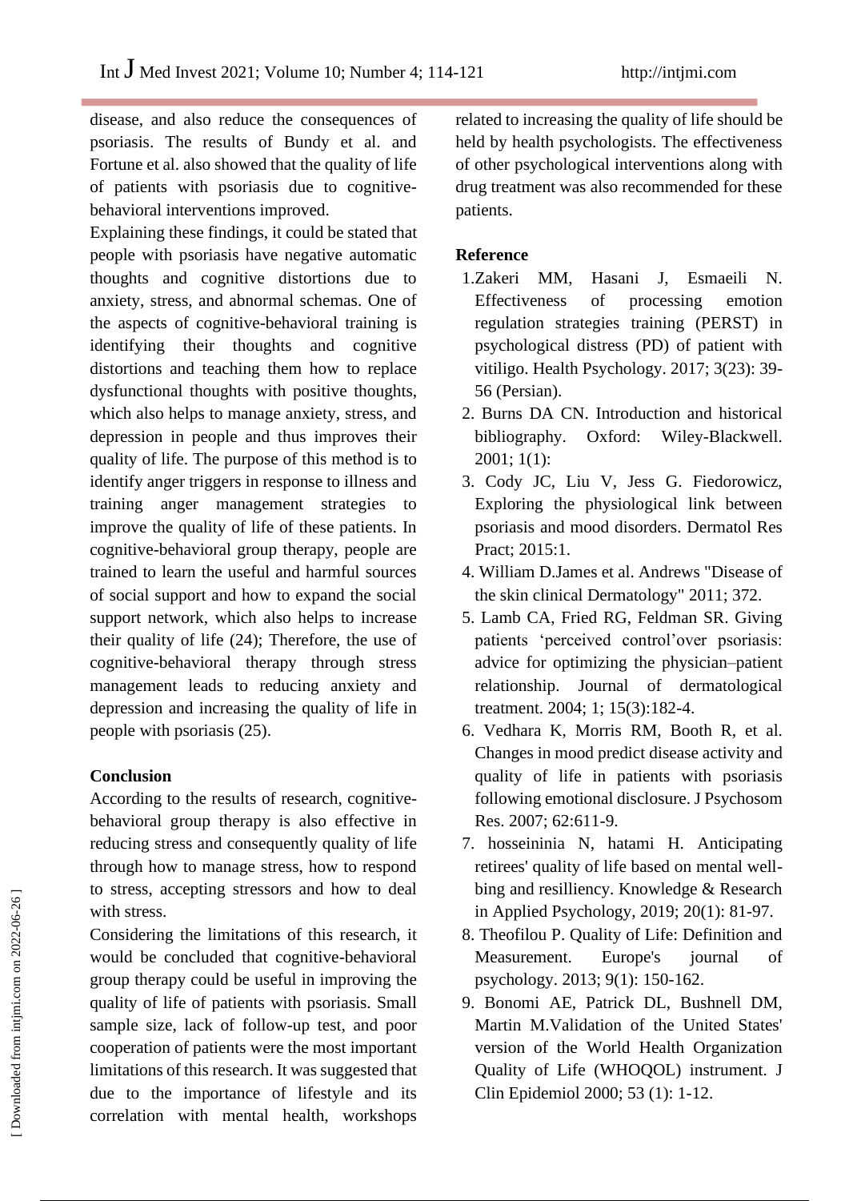disease, and also reduce the consequences of psoriasis. The results of Bundy et al. and Fortune et al. also showed that the quality of life of patients with psoriasis due to cognitive-behavioral interventions improved.

Explaining these findings, it could be stated that people with psoriasis have negative automatic thoughts and cognitive distortions due to anxiety, stress, and abnormal schemas. One of the aspects of cognitive-behavioral training is identifying their thoughts and cognitive distortions and teaching them how to replace dysfunctional thoughts with positive thoughts, which also helps to manage anxiety, stress, and depression in people and thus improves their quality of life. The purpose of this method is to identify anger triggers in response to illness and training anger management strategies to improve the quality of life of these patients. In cognitive-behavioral group therapy, people are trained to learn the useful and harmful sources of social support and how to expand the social support network, which also helps to increase their quality of life (24); Therefore, the use of cognitive-behavioral therapy through stress management leads to reducing anxiety and depression and increasing the quality of life in people with psoriasis (25).

## Conclusion

According to the results of research, cognitive-behavioral group therapy is also effective in reducing stress and consequently quality of life through how to manage stress, how to respond to stress, accepting stressors and how to deal with stress.

Considering the limitations of this research, it would be concluded that cognitive-behavioral group therapy could be useful in improving the quality of life of patients with psoriasis. Small sample size, lack of follow-up test, and poor cooperation of patients were the most important limitations of this research. It was suggested that due to the importance of lifestyle and its correlation with mental health, workshops related to increasing the quality of life should be held by health psychologists. The effectiveness of other psychological interventions along with drug treatment was also recommended for these patients.

## Reference

1. Zakeri MM, Hasani J, Esmaeili N. Effectiveness of processing emotion regulation strategies training (PERST) in psychological distress (PD) of patient with vitiligo. Health Psychology. 2017; 3(23): 39-56 (Persian).
2. Burns DA CN. Introduction and historical bibliography. Oxford: Wiley-Blackwell. 2001; 1(1):
3. Cody JC, Liu V, Jess G. Fiedorowicz, Exploring the physiological link between psoriasis and mood disorders. Dermatol Res Pract; 2015:1.
4. William D.James et al. Andrews "Disease of the skin clinical Dermatology" 2011; 372.
5. Lamb CA, Fried RG, Feldman SR. Giving patients 'perceived control'over psoriasis: advice for optimizing the physician–patient relationship. Journal of dermatological treatment. 2004; 1; 15(3):182-4.
6. Vedhara K, Morris RM, Booth R, et al. Changes in mood predict disease activity and quality of life in patients with psoriasis following emotional disclosure. J Psychosom Res. 2007; 62:611-9.
7. hosseininia N, hatami H. Anticipating retirees' quality of life based on mental well-bing and resilliency. Knowledge & Research in Applied Psychology, 2019; 20(1): 81-97.
8. Theofilou P. Quality of Life: Definition and Measurement. Europe's journal of psychology. 2013; 9(1): 150-162.
9. Bonomi AE, Patrick DL, Bushnell DM, Martin M.Validation of the United States' version of the World Health Organization Quality of Life (WHOQOL) instrument. J Clin Epidemiol 2000; 53 (1): 1-12.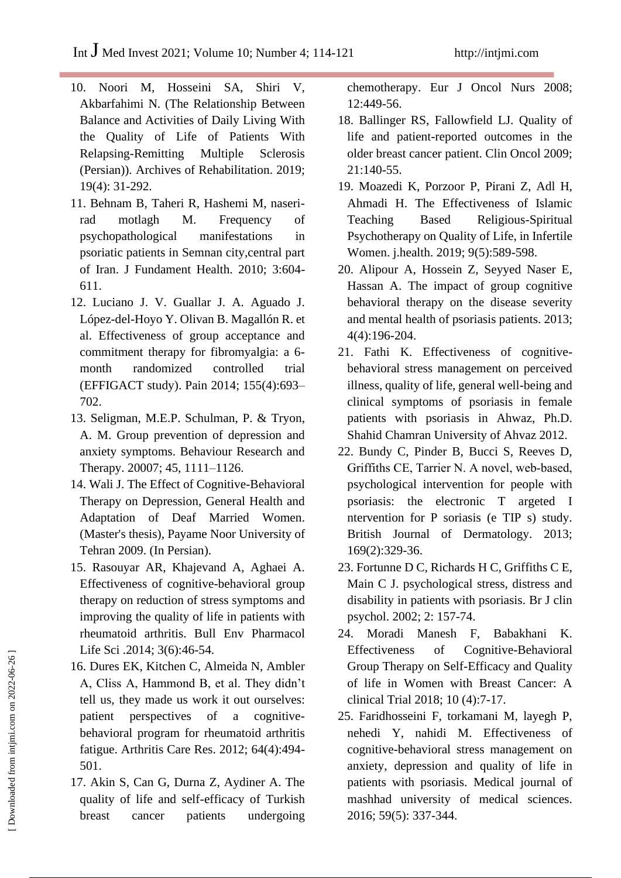10. Noori M, Hosseini SA, Shiri V, Akbarfahimi N. (The Relationship Between Balance and Activities of Daily Living With the Quality of Life of Patients With Relapsing-Remitting Multiple Sclerosis (Persian)). Archives of Rehabilitation. 2019; 19(4): 31-292.
11. Behnam B, Taheri R, Hashemi M, naseri-rad motlagh M. Frequency of psychopathological manifestations in psoriatic patients in Semnan city,central part of Iran. J Fundament Health. 2010; 3:604-611.
12. Luciano J. V. Guallar J. A. Aguado J. López-del-Hoyo Y. Olivan B. Magallón R. et al. Effectiveness of group acceptance and commitment therapy for fibromyalgia: a 6-month randomized controlled trial (EFFIGACT study). Pain 2014; 155(4):693–702.
13. Seligman, M.E.P. Schulman, P. & Tryon, A. M. Group prevention of depression and anxiety symptoms. Behaviour Research and Therapy. 20007; 45, 1111–1126.
14. Wali J. The Effect of Cognitive-Behavioral Therapy on Depression, General Health and Adaptation of Deaf Married Women. (Master's thesis), Payame Noor University of Tehran 2009. (In Persian).
15. Rasouyar AR, Khajevand A, Aghaei A. Effectiveness of cognitive-behavioral group therapy on reduction of stress symptoms and improving the quality of life in patients with rheumatoid arthritis. Bull Env Pharmacol Life Sci .2014; 3(6):46-54.
16. Dures EK, Kitchen C, Almeida N, Ambler A, Cliss A, Hammond B, et al. They didn't tell us, they made us work it out ourselves: patient perspectives of a cognitive-behavioral program for rheumatoid arthritis fatigue. Arthritis Care Res. 2012; 64(4):494-501.
17. Akin S, Can G, Durna Z, Aydiner A. The quality of life and self-efficacy of Turkish breast cancer patients undergoing chemotherapy. Eur J Oncol Nurs 2008; 12:449-56.
18. Ballinger RS, Fallowfield LJ. Quality of life and patient-reported outcomes in the older breast cancer patient. Clin Oncol 2009; 21:140-55.
19. Moazedi K, Porzoor P, Pirani Z, Adl H, Ahmadi H. The Effectiveness of Islamic Teaching Based Religious-Spiritual Psychotherapy on Quality of Life, in Infertile Women. j.health. 2019; 9(5):589-598.
20. Alipour A, Hossein Z, Seyyed Naser E, Hassan A. The impact of group cognitive behavioral therapy on the disease severity and mental health of psoriasis patients. 2013; 4(4):196-204.
21. Fathi K. Effectiveness of cognitive-behavioral stress management on perceived illness, quality of life, general well-being and clinical symptoms of psoriasis in female patients with psoriasis in Ahwaz, Ph.D. Shahid Chamran University of Ahvaz 2012.
22. Bundy C, Pinder B, Bucci S, Reeves D, Griffiths CE, Tarrier N. A novel, web-based, psychological intervention for people with psoriasis: the electronic T argeted I ntervention for P soriasis (e TIP s) study. British Journal of Dermatology. 2013; 169(2):329-36.
23. Fortunne D C, Richards H C, Griffiths C E, Main C J. psychological stress, distress and disability in patients with psoriasis. Br J clin psychol. 2002; 2: 157-74.
24. Moradi Manesh F, Babakhani K. Effectiveness of Cognitive-Behavioral Group Therapy on Self-Efficacy and Quality of life in Women with Breast Cancer: A clinical Trial 2018; 10 (4):7-17.
25. Faridhosseini F, torkamani M, layegh P, nehedi Y, nahidi M. Effectiveness of cognitive-behavioral stress management on anxiety, depression and quality of life in patients with psoriasis. Medical journal of mashhad university of medical sciences. 2016; 59(5): 337-344.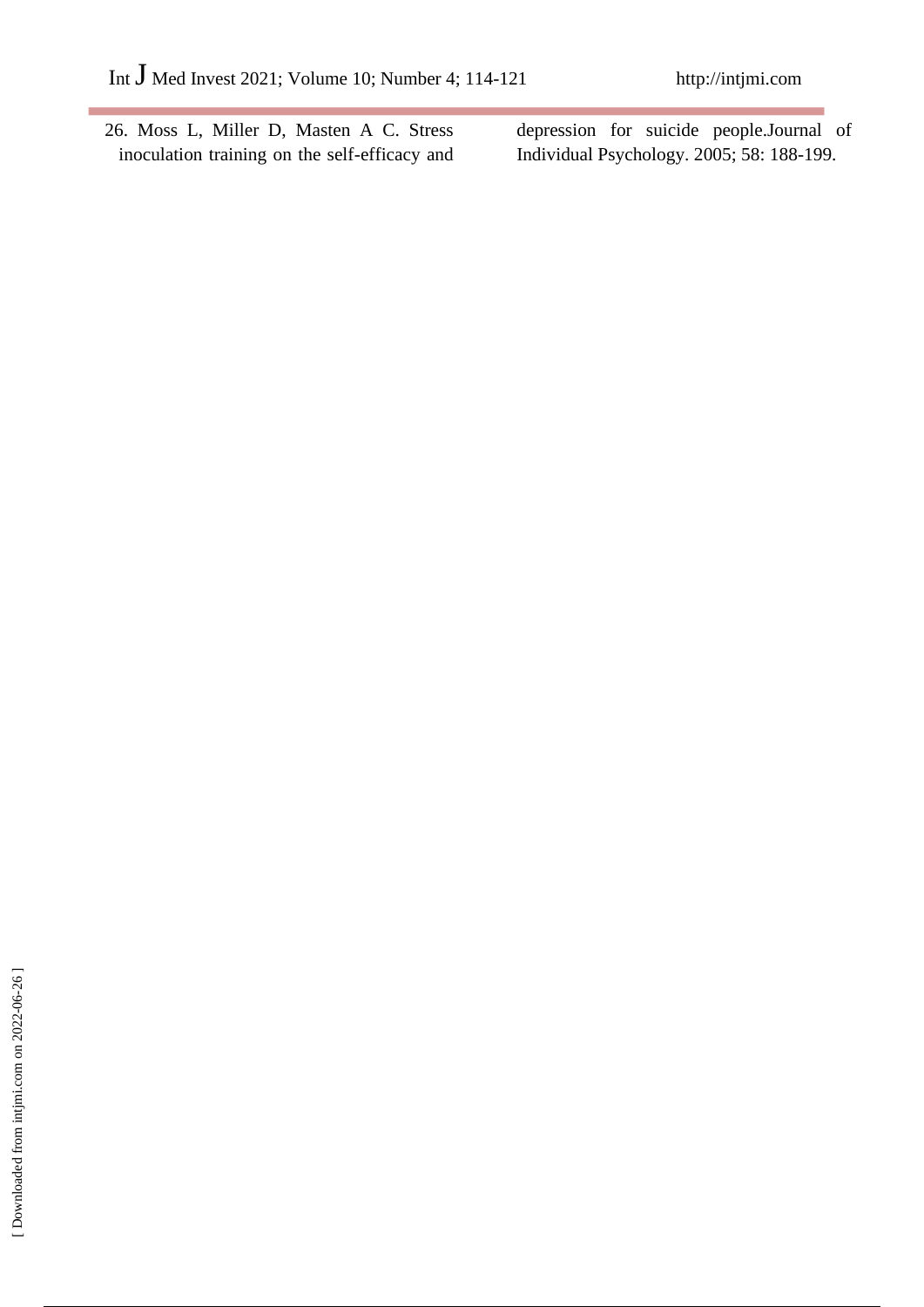26. Moss L, Miller D, Masten A C. Stress inoculation training on the self-efficacy and depression for suicide people.Journal of Individual Psychology. 2005; 58: 188-199.